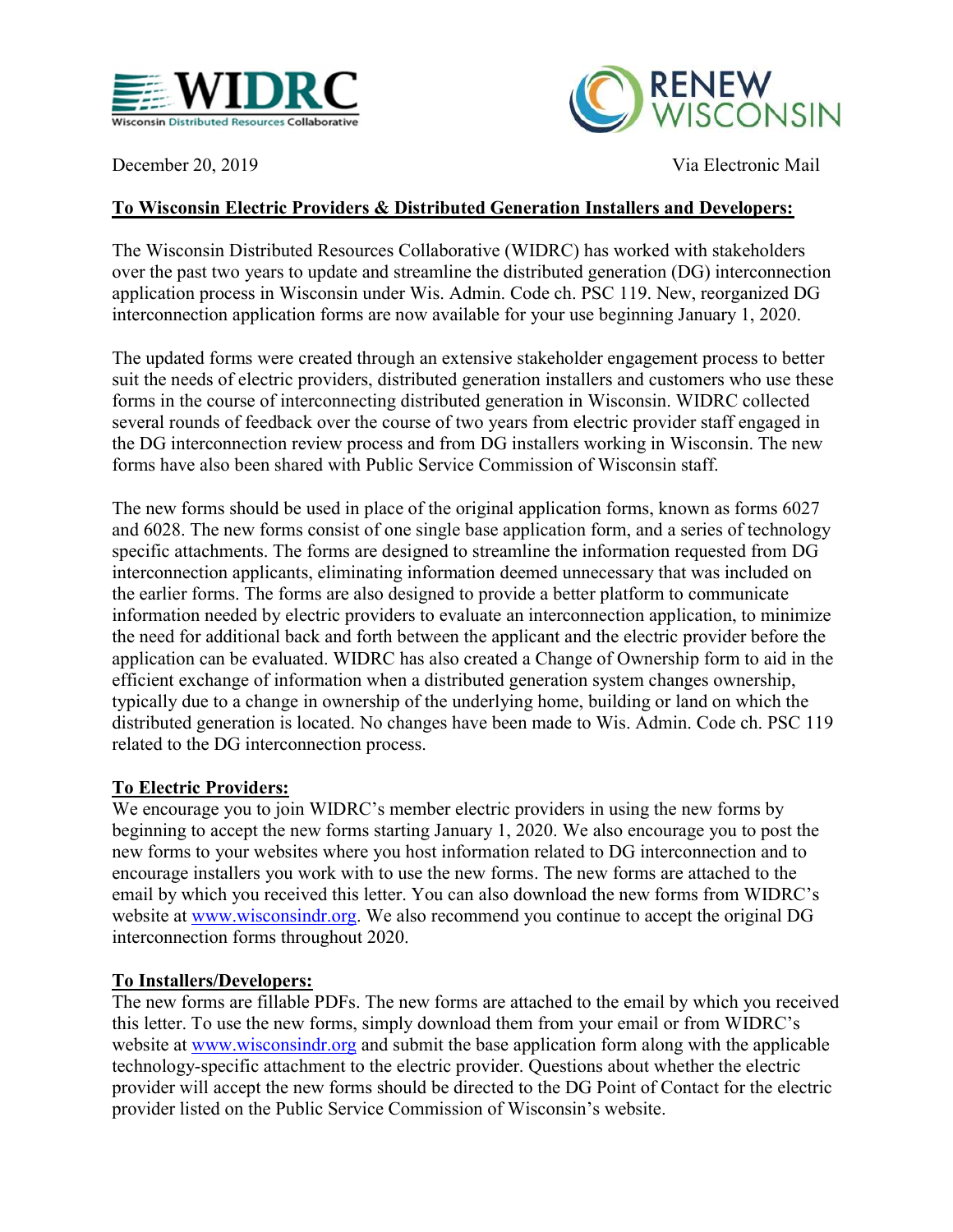December 20, 2019 Via Electronic Mail

**To Wisconsin Electric Providers & Distributed Generation Installers and Developers:**

The Wisconsin Distributed Resources Collaborative (WIDRC) has worked with stakeholders over the past two years to update and streamline the distributed generation (DG) interconnection application process in Wisconsin under Wis. Admin. Code ch. PSC 119. New, reorganized DG interconnection application forms are now available for your use beginning January 1, 2020.

The updated forms were created through an extensive stakeholder engagement process to better suit the needs of electric providers, distributed generation installers and customers who use these forms in the course of interconnecting distributed generation in Wisconsin. WIDRC collected several rounds of feedback over the course of two years from electric provider staff engaged in the DG interconnection review process and from DG installers working in Wisconsin. The new forms have also been shared with Public Service Commission of Wisconsin staff.

The new forms should be used in place of the original application forms, known as forms 6027 and 6028. The new forms consist of one single base application form, and a series of technology specific attachments. The forms are designed to streamline the information requested from DG interconnection applicants, eliminating information deemed unnecessary that was included on the earlier forms. The forms are also designed to provide a better platform to communicate information needed by electric providers to evaluate an interconnection application, to minimize the need for additional back and forth between the applicant and the electric provider before the application can be evaluated. WIDRC has also created a Change of Ownership form to aid in the efficient exchange of information when a distributed generation system changes ownership, typically due to a change in ownership of the underlying home, building or land on which the distributed generation is located. No changes have been made to Wis. Admin. Code ch. PSC 119 related to the DG interconnection process.

**To Electric Providers:**

We encourage you to join WIDRC's member electric providers in using the new forms by beginning to accept the new forms starting January 1, 2020. We also encourage you to post the new forms to your websites where you host information related to DG interconnection and to encourage installers you work with to use the new forms. The new forms are attached to the email by which you received this letter. You can also download the new forms from WIDRC's website at www.wisconsindr.org. We also recommend you continue to accept the original DG interconnection forms throughout 2020.

**To Installers/Developers:**

The new forms are fillable PDFs. The new forms are attached to the email by which you received this letter. To use the new forms, simply download them from your email or from WIDRC's website at www.wisconsindr.org and submit the base application form along with the applicable technology-specific attachment to the electric provider. Questions about whether the electric provider will accept the new forms should be directed to the DG Point of Contact for the electric provider listed on the Public Service Commission of Wisconsin's website.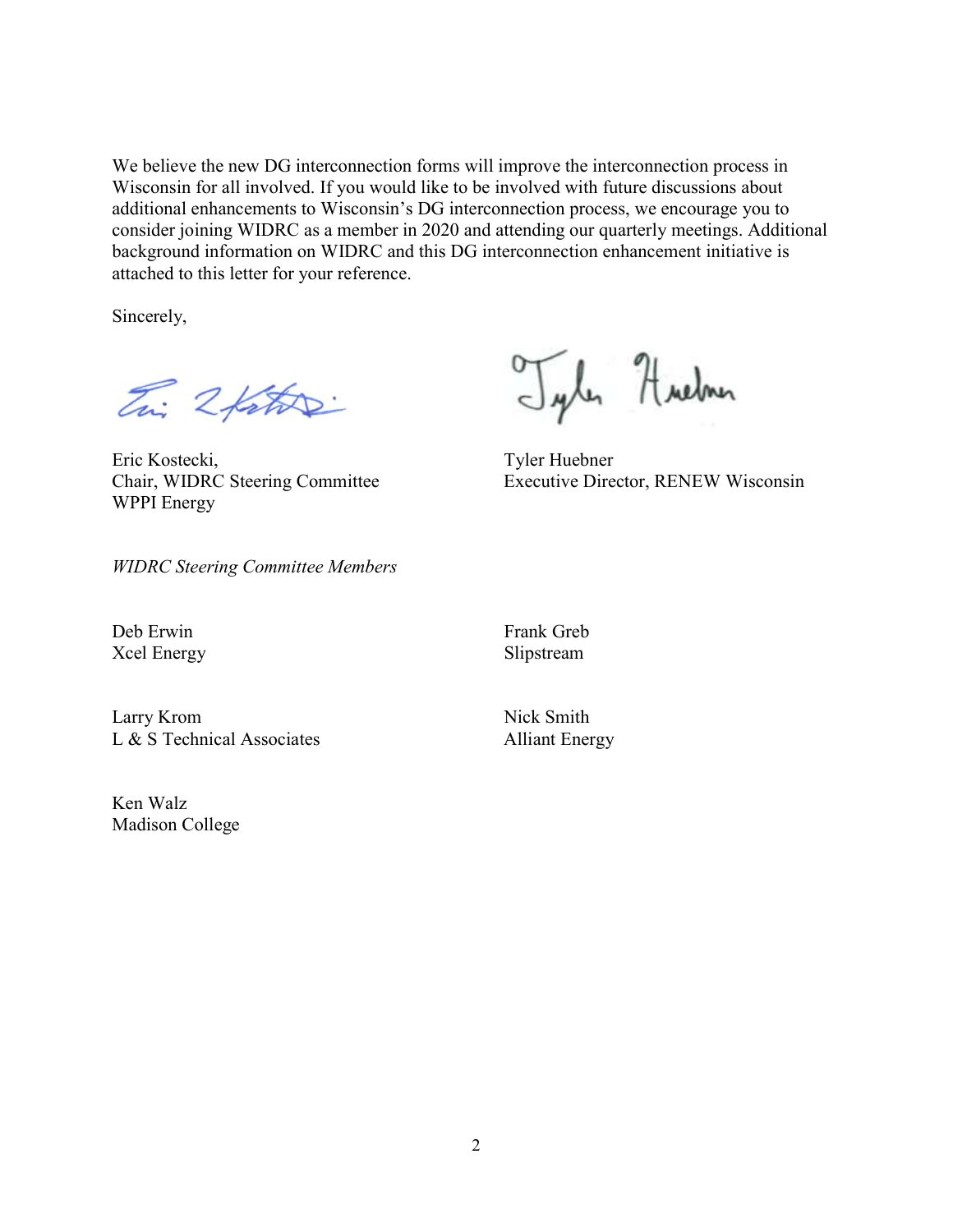We believe the new DG interconnection forms will improve the interconnection process in Wisconsin for all involved. If you would like to be involved with future discussions about additional enhancements to Wisconsin's DG interconnection process, we encourage you to consider joining WIDRC as a member in 2020 and attending our quarterly meetings. Additional background information on WIDRC and this DG interconnection enhancement initiative is attached to this letter for your reference.

Sincerely,

Eric Kostecki,
Chair, WIDRC Steering Committee
WPPI Energy

Tyler Huebner
Executive Director, RENEW Wisconsin

*WIDRC Steering Committee Members*

Deb Erwin
Xcel Energy

Frank Greb
Slipstream

Larry Krom
L & S Technical Associates

Nick Smith
Alliant Energy

Ken Walz
Madison College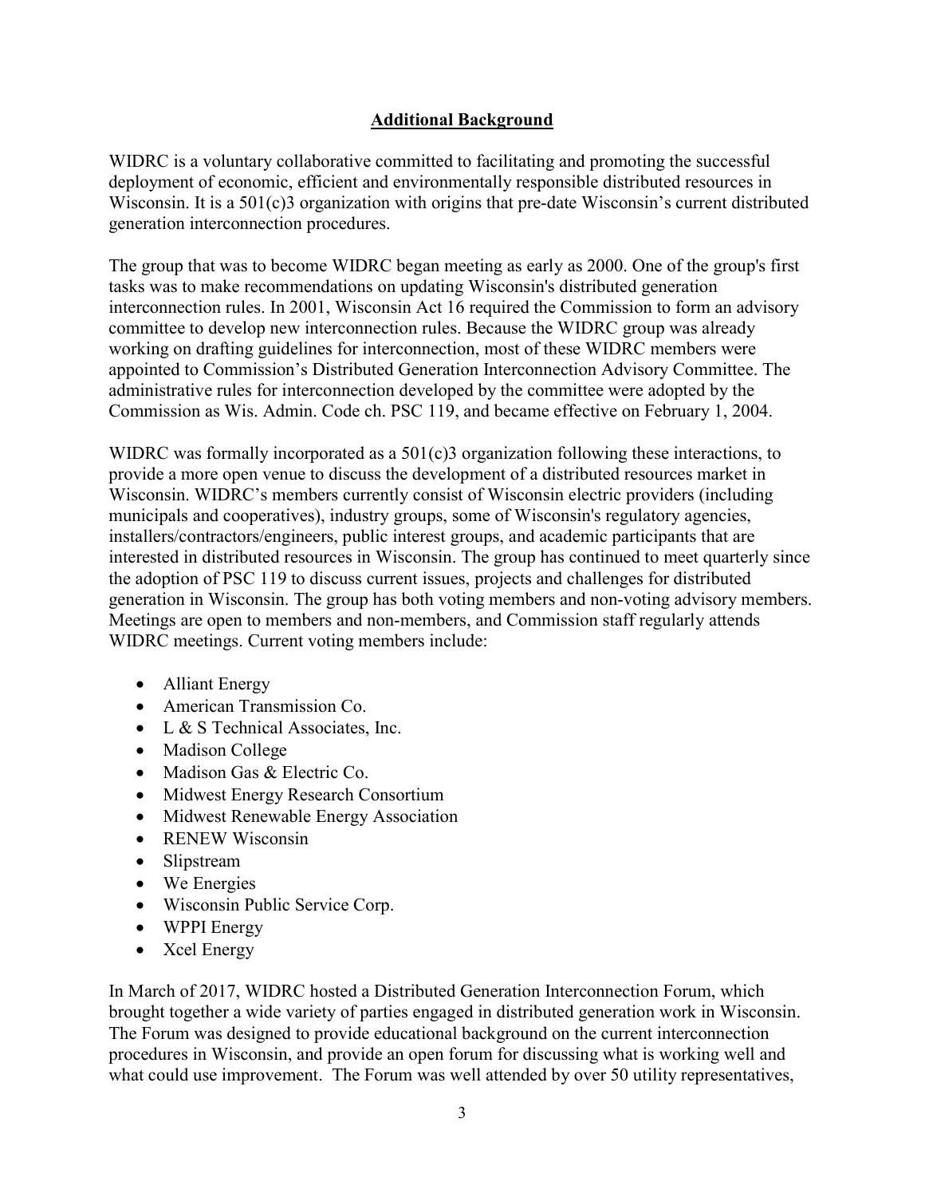## Additional Background

WIDRC is a voluntary collaborative committed to facilitating and promoting the successful deployment of economic, efficient and environmentally responsible distributed resources in Wisconsin. It is a 501(c)3 organization with origins that pre-date Wisconsin's current distributed generation interconnection procedures.

The group that was to become WIDRC began meeting as early as 2000. One of the group's first tasks was to make recommendations on updating Wisconsin's distributed generation interconnection rules. In 2001, Wisconsin Act 16 required the Commission to form an advisory committee to develop new interconnection rules. Because the WIDRC group was already working on drafting guidelines for interconnection, most of these WIDRC members were appointed to Commission's Distributed Generation Interconnection Advisory Committee. The administrative rules for interconnection developed by the committee were adopted by the Commission as Wis. Admin. Code ch. PSC 119, and became effective on February 1, 2004.

WIDRC was formally incorporated as a 501(c)3 organization following these interactions, to provide a more open venue to discuss the development of a distributed resources market in Wisconsin. WIDRC's members currently consist of Wisconsin electric providers (including municipals and cooperatives), industry groups, some of Wisconsin's regulatory agencies, installers/contractors/engineers, public interest groups, and academic participants that are interested in distributed resources in Wisconsin. The group has continued to meet quarterly since the adoption of PSC 119 to discuss current issues, projects and challenges for distributed generation in Wisconsin. The group has both voting members and non-voting advisory members. Meetings are open to members and non-members, and Commission staff regularly attends WIDRC meetings. Current voting members include:

- Alliant Energy
- American Transmission Co.
- L & S Technical Associates, Inc.
- Madison College
- Madison Gas & Electric Co.
- Midwest Energy Research Consortium
- Midwest Renewable Energy Association
- RENEW Wisconsin
- Slipstream
- We Energies
- Wisconsin Public Service Corp.
- WPPI Energy
- Xcel Energy

In March of 2017, WIDRC hosted a Distributed Generation Interconnection Forum, which brought together a wide variety of parties engaged in distributed generation work in Wisconsin. The Forum was designed to provide educational background on the current interconnection procedures in Wisconsin, and provide an open forum for discussing what is working well and what could use improvement. The Forum was well attended by over 50 utility representatives,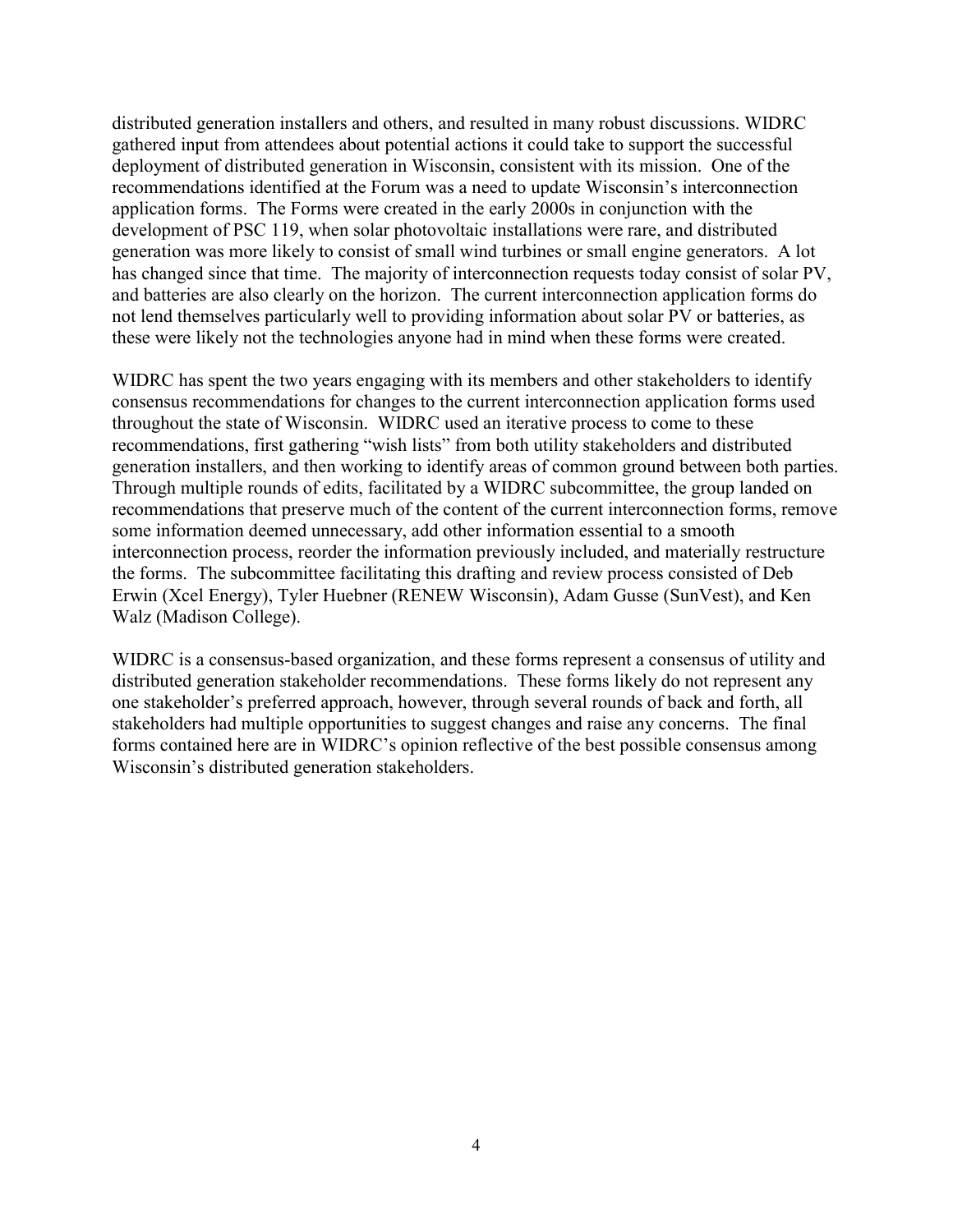distributed generation installers and others, and resulted in many robust discussions. WIDRC gathered input from attendees about potential actions it could take to support the successful deployment of distributed generation in Wisconsin, consistent with its mission. One of the recommendations identified at the Forum was a need to update Wisconsin's interconnection application forms. The Forms were created in the early 2000s in conjunction with the development of PSC 119, when solar photovoltaic installations were rare, and distributed generation was more likely to consist of small wind turbines or small engine generators. A lot has changed since that time. The majority of interconnection requests today consist of solar PV, and batteries are also clearly on the horizon. The current interconnection application forms do not lend themselves particularly well to providing information about solar PV or batteries, as these were likely not the technologies anyone had in mind when these forms were created.

WIDRC has spent the two years engaging with its members and other stakeholders to identify consensus recommendations for changes to the current interconnection application forms used throughout the state of Wisconsin. WIDRC used an iterative process to come to these recommendations, first gathering "wish lists" from both utility stakeholders and distributed generation installers, and then working to identify areas of common ground between both parties. Through multiple rounds of edits, facilitated by a WIDRC subcommittee, the group landed on recommendations that preserve much of the content of the current interconnection forms, remove some information deemed unnecessary, add other information essential to a smooth interconnection process, reorder the information previously included, and materially restructure the forms. The subcommittee facilitating this drafting and review process consisted of Deb Erwin (Xcel Energy), Tyler Huebner (RENEW Wisconsin), Adam Gusse (SunVest), and Ken Walz (Madison College).

WIDRC is a consensus-based organization, and these forms represent a consensus of utility and distributed generation stakeholder recommendations. These forms likely do not represent any one stakeholder's preferred approach, however, through several rounds of back and forth, all stakeholders had multiple opportunities to suggest changes and raise any concerns. The final forms contained here are in WIDRC's opinion reflective of the best possible consensus among Wisconsin's distributed generation stakeholders.